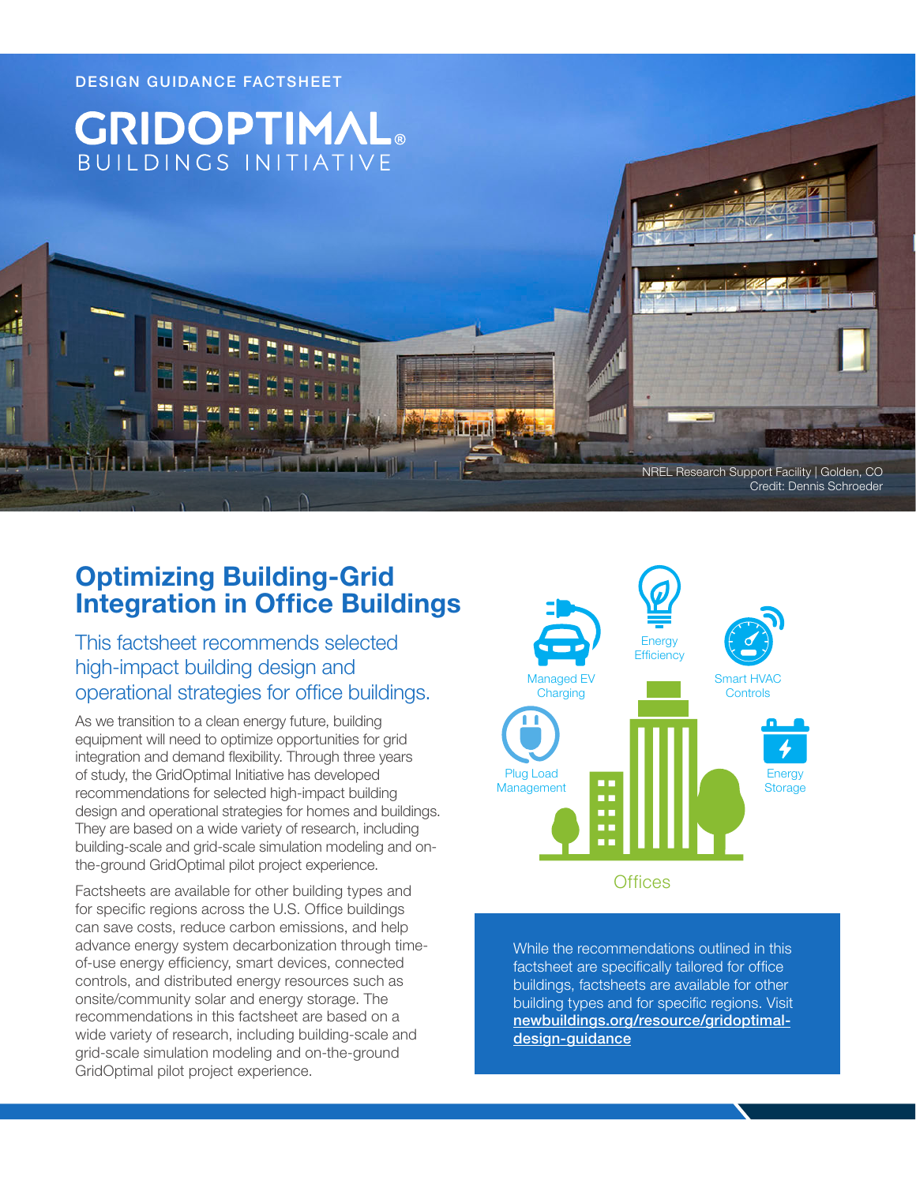DESIGN GUIDANCE FACTSHEET

# GRIDOPTIMAL® BUILDINGS INITIATIVE

NREL Research Support Facility | Golden, CO
Credit: Dennis Schroeder

## Optimizing Building-Grid Integration in Office Buildings

### This factsheet recommends selected high-impact building design and operational strategies for office buildings.

As we transition to a clean energy future, building equipment will need to optimize opportunities for grid integration and demand flexibility. Through three years of study, the GridOptimal Initiative has developed recommendations for selected high-impact building design and operational strategies for homes and buildings. They are based on a wide variety of research, including building-scale and grid-scale simulation modeling and on-the-ground GridOptimal pilot project experience.

Factsheets are available for other building types and for specific regions across the U.S. Office buildings can save costs, reduce carbon emissions, and help advance energy system decarbonization through time-of-use energy efficiency, smart devices, connected controls, and distributed energy resources such as onsite/community solar and energy storage. The recommendations in this factsheet are based on a wide variety of research, including building-scale and grid-scale simulation modeling and on-the-ground GridOptimal pilot project experience.

Managed EV Charging | Energy Efficiency | Smart HVAC Controls | Plug Load Management | Energy Storage

Offices

While the recommendations outlined in this factsheet are specifically tailored for office buildings, factsheets are available for other building types and for specific regions. Visit **newbuildings.org/resource/gridoptimal-design-guidance**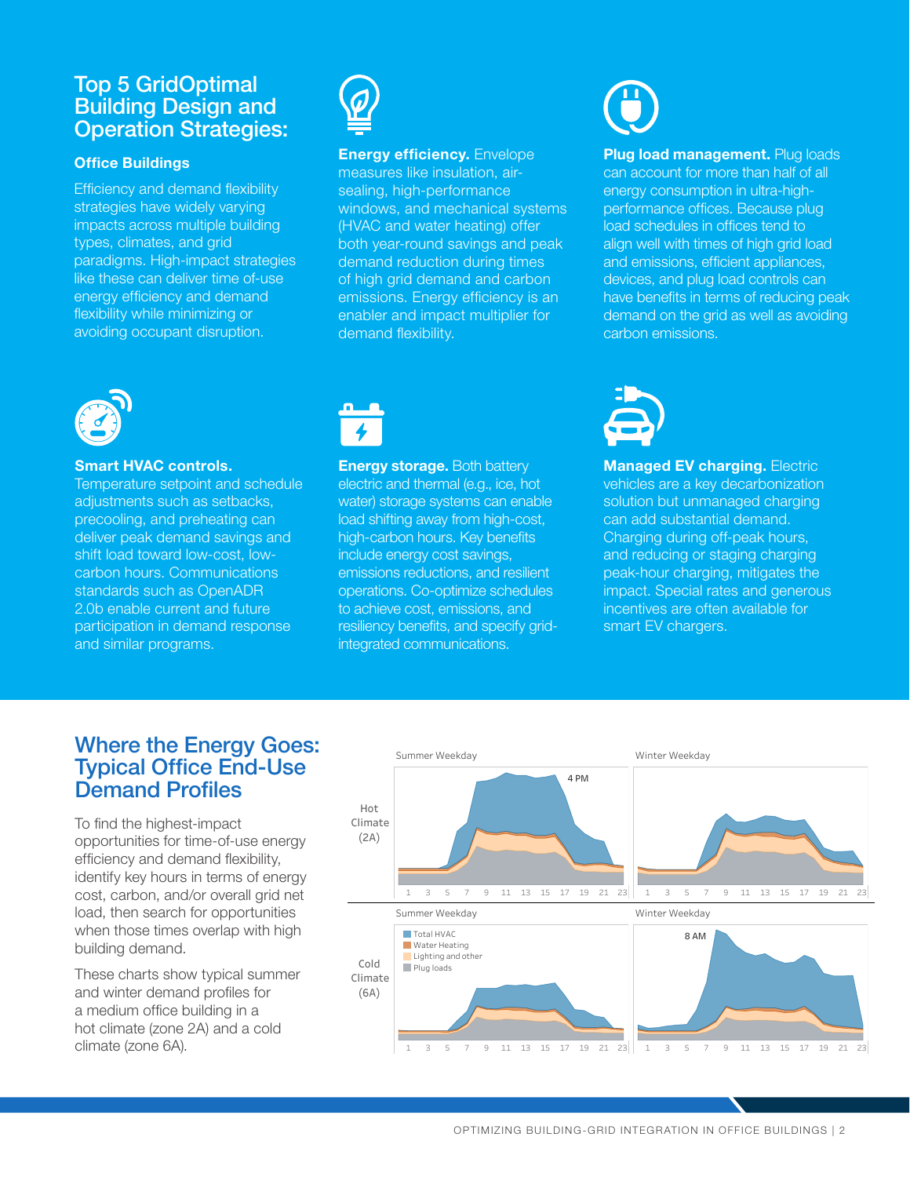## Top 5 GridOptimal Building Design and Operation Strategies:

### Office Buildings

Efficiency and demand flexibility strategies have widely varying impacts across multiple building types, climates, and grid paradigms. High-impact strategies like these can deliver time of-use energy efficiency and demand flexibility while minimizing or avoiding occupant disruption.

**Energy efficiency.** Envelope measures like insulation, air-sealing, high-performance windows, and mechanical systems (HVAC and water heating) offer both year-round savings and peak demand reduction during times of high grid demand and carbon emissions. Energy efficiency is an enabler and impact multiplier for demand flexibility.

**Plug load management.** Plug loads can account for more than half of all energy consumption in ultra-high-performance offices. Because plug load schedules in offices tend to align well with times of high grid load and emissions, efficient appliances, devices, and plug load controls can have benefits in terms of reducing peak demand on the grid as well as avoiding carbon emissions.

**Smart HVAC controls.** Temperature setpoint and schedule adjustments such as setbacks, precooling, and preheating can deliver peak demand savings and shift load toward low-cost, low-carbon hours. Communications standards such as OpenADR 2.0b enable current and future participation in demand response and similar programs.

**Energy storage.** Both battery electric and thermal (e.g., ice, hot water) storage systems can enable load shifting away from high-cost, high-carbon hours. Key benefits include energy cost savings, emissions reductions, and resilient operations. Co-optimize schedules to achieve cost, emissions, and resiliency benefits, and specify grid-integrated communications.

**Managed EV charging.** Electric vehicles are a key decarbonization solution but unmanaged charging can add substantial demand. Charging during off-peak hours, and reducing or staging charging peak-hour charging, mitigates the impact. Special rates and generous incentives are often available for smart EV chargers.

## Where the Energy Goes: Typical Office End-Use Demand Profiles

To find the highest-impact opportunities for time-of-use energy efficiency and demand flexibility, identify key hours in terms of energy cost, carbon, and/or overall grid net load, then search for opportunities when those times overlap with high building demand.

These charts show typical summer and winter demand profiles for a medium office building in a hot climate (zone 2A) and a cold climate (zone 6A).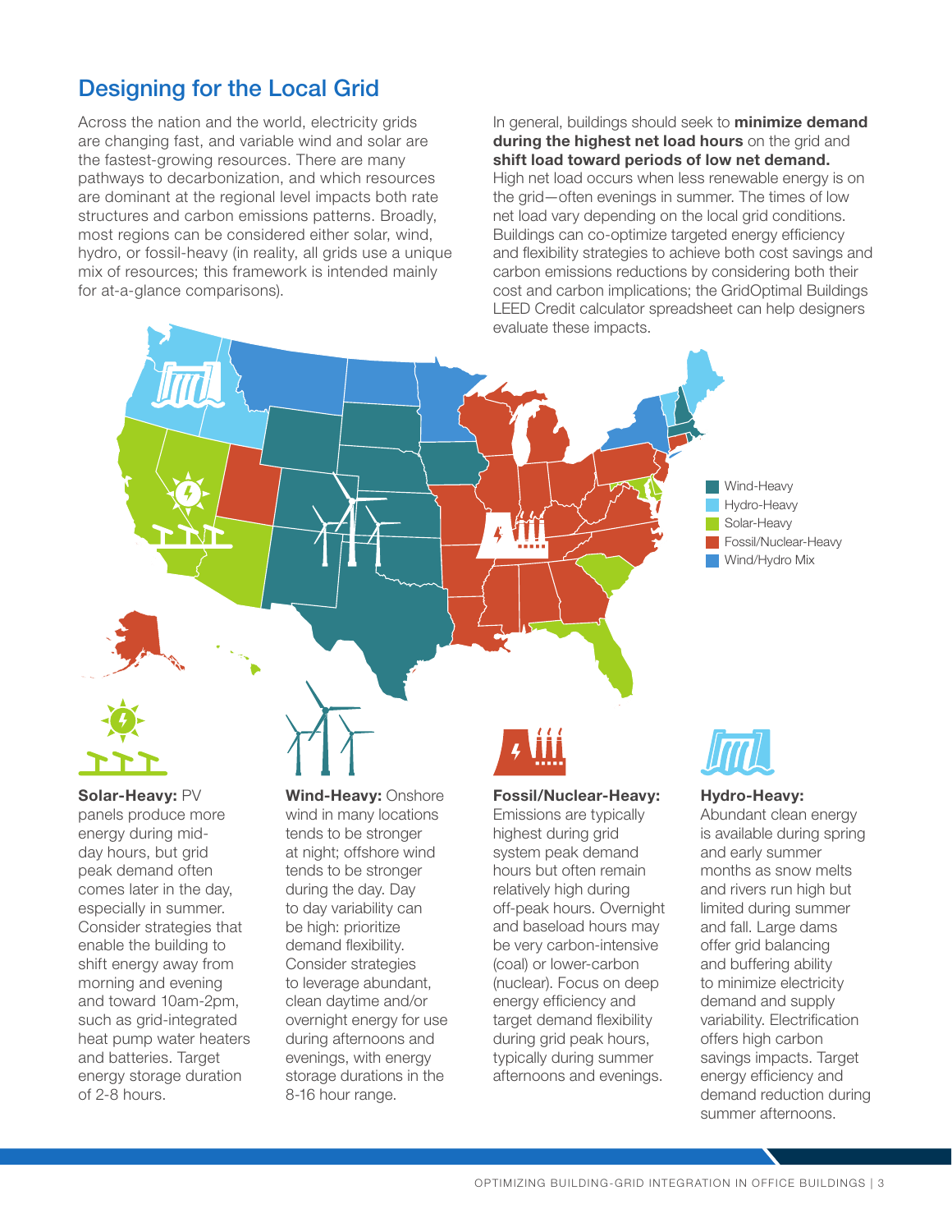## Designing for the Local Grid

Across the nation and the world, electricity grids are changing fast, and variable wind and solar are the fastest-growing resources. There are many pathways to decarbonization, and which resources are dominant at the regional level impacts both rate structures and carbon emissions patterns. Broadly, most regions can be considered either solar, wind, hydro, or fossil-heavy (in reality, all grids use a unique mix of resources; this framework is intended mainly for at-a-glance comparisons).

In general, buildings should seek to **minimize demand during the highest net load hours** on the grid and **shift load toward periods of low net demand.** High net load occurs when less renewable energy is on the grid—often evenings in summer. The times of low net load vary depending on the local grid conditions. Buildings can co-optimize targeted energy efficiency and flexibility strategies to achieve both cost savings and carbon emissions reductions by considering both their cost and carbon implications; the GridOptimal Buildings LEED Credit calculator spreadsheet can help designers evaluate these impacts.

- Wind-Heavy
- Hydro-Heavy
- Solar-Heavy
- Fossil/Nuclear-Heavy
- Wind/Hydro Mix

**Solar-Heavy:** PV panels produce more energy during mid-day hours, but grid peak demand often comes later in the day, especially in summer. Consider strategies that enable the building to shift energy away from morning and evening and toward 10am-2pm, such as grid-integrated heat pump water heaters and batteries. Target energy storage duration of 2-8 hours.

**Wind-Heavy:** Onshore wind in many locations tends to be stronger at night; offshore wind tends to be stronger during the day. Day to day variability can be high: prioritize demand flexibility. Consider strategies to leverage abundant, clean daytime and/or overnight energy for use during afternoons and evenings, with energy storage durations in the 8-16 hour range.

**Fossil/Nuclear-Heavy:** Emissions are typically highest during grid system peak demand hours but often remain relatively high during off-peak hours. Overnight and baseload hours may be very carbon-intensive (coal) or lower-carbon (nuclear). Focus on deep energy efficiency and target demand flexibility during grid peak hours, typically during summer afternoons and evenings.

**Hydro-Heavy:** Abundant clean energy is available during spring and early summer months as snow melts and rivers run high but limited during summer and fall. Large dams offer grid balancing and buffering ability to minimize electricity demand and supply variability. Electrification offers high carbon savings impacts. Target energy efficiency and demand reduction during summer afternoons.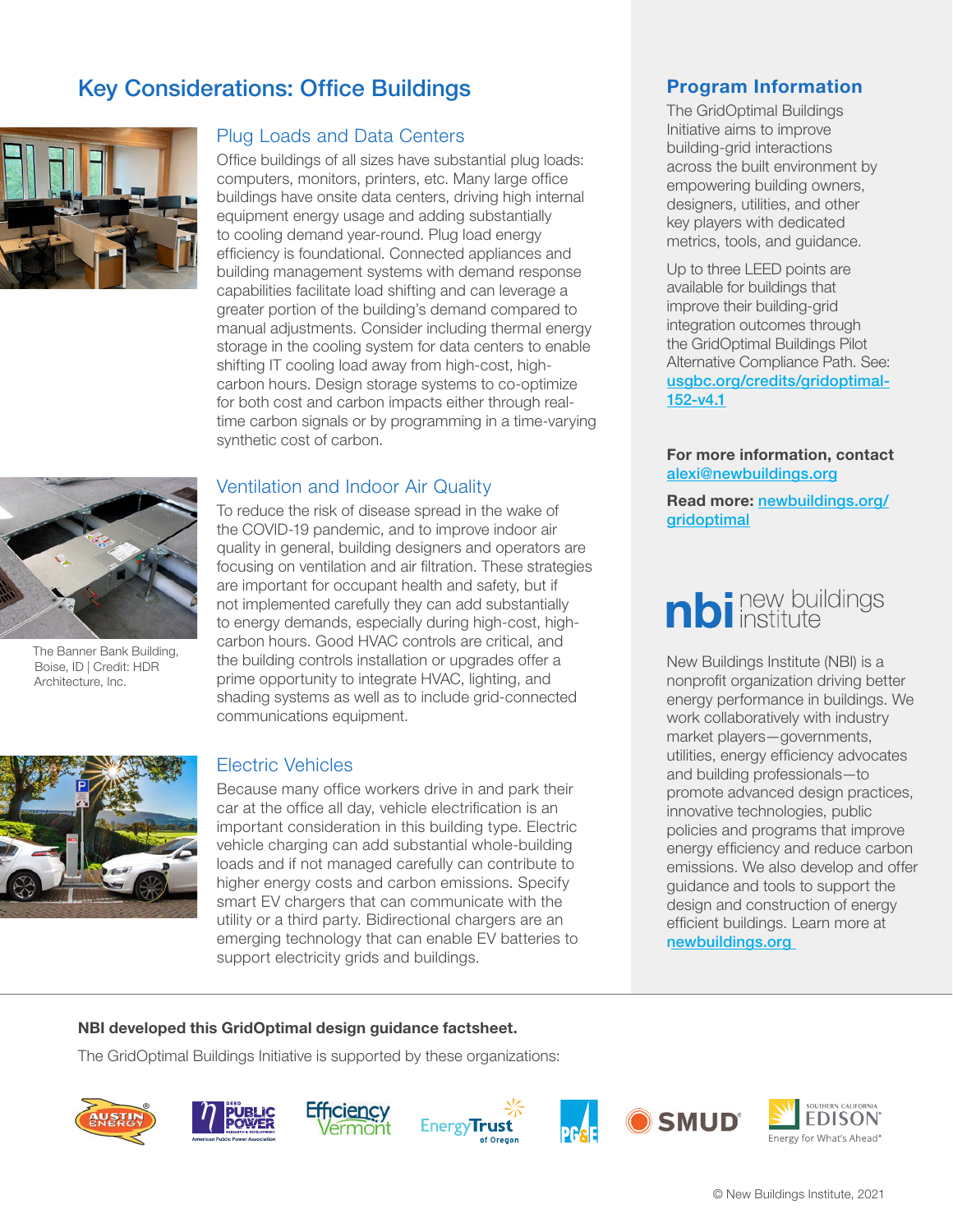## Key Considerations: Office Buildings

### Plug Loads and Data Centers

Office buildings of all sizes have substantial plug loads: computers, monitors, printers, etc. Many large office buildings have onsite data centers, driving high internal equipment energy usage and adding substantially to cooling demand year-round. Plug load energy efficiency is foundational. Connected appliances and building management systems with demand response capabilities facilitate load shifting and can leverage a greater portion of the building's demand compared to manual adjustments. Consider including thermal energy storage in the cooling system for data centers to enable shifting IT cooling load away from high-cost, high-carbon hours. Design storage systems to co-optimize for both cost and carbon impacts either through real-time carbon signals or by programming in a time-varying synthetic cost of carbon.

The Banner Bank Building, Boise, ID | Credit: HDR Architecture, Inc.

### Ventilation and Indoor Air Quality

To reduce the risk of disease spread in the wake of the COVID-19 pandemic, and to improve indoor air quality in general, building designers and operators are focusing on ventilation and air filtration. These strategies are important for occupant health and safety, but if not implemented carefully they can add substantially to energy demands, especially during high-cost, high-carbon hours. Good HVAC controls are critical, and the building controls installation or upgrades offer a prime opportunity to integrate HVAC, lighting, and shading systems as well as to include grid-connected communications equipment.

### Electric Vehicles

Because many office workers drive in and park their car at the office all day, vehicle electrification is an important consideration in this building type. Electric vehicle charging can add substantial whole-building loads and if not managed carefully can contribute to higher energy costs and carbon emissions. Specify smart EV chargers that can communicate with the utility or a third party. Bidirectional chargers are an emerging technology that can enable EV batteries to support electricity grids and buildings.

## Program Information

The GridOptimal Buildings Initiative aims to improve building-grid interactions across the built environment by empowering building owners, designers, utilities, and other key players with dedicated metrics, tools, and guidance.

Up to three LEED points are available for buildings that improve their building-grid integration outcomes through the GridOptimal Buildings Pilot Alternative Compliance Path. See: usgbc.org/credits/gridoptimal-152-v4.1

**For more information, contact** alexi@newbuildings.org

**Read more:** newbuildings.org/gridoptimal

nbi new buildings institute

New Buildings Institute (NBI) is a nonprofit organization driving better energy performance in buildings. We work collaboratively with industry market players—governments, utilities, energy efficiency advocates and building professionals—to promote advanced design practices, innovative technologies, public policies and programs that improve energy efficiency and reduce carbon emissions. We also develop and offer guidance and tools to support the design and construction of energy efficient buildings. Learn more at newbuildings.org

**NBI developed this GridOptimal design guidance factsheet.**

The GridOptimal Buildings Initiative is supported by these organizations:

Austin Energy, American Public Power Association DEED, Efficiency Vermont, Energy Trust of Oregon, PG&E, SMUD, Southern California Edison

© New Buildings Institute, 2021